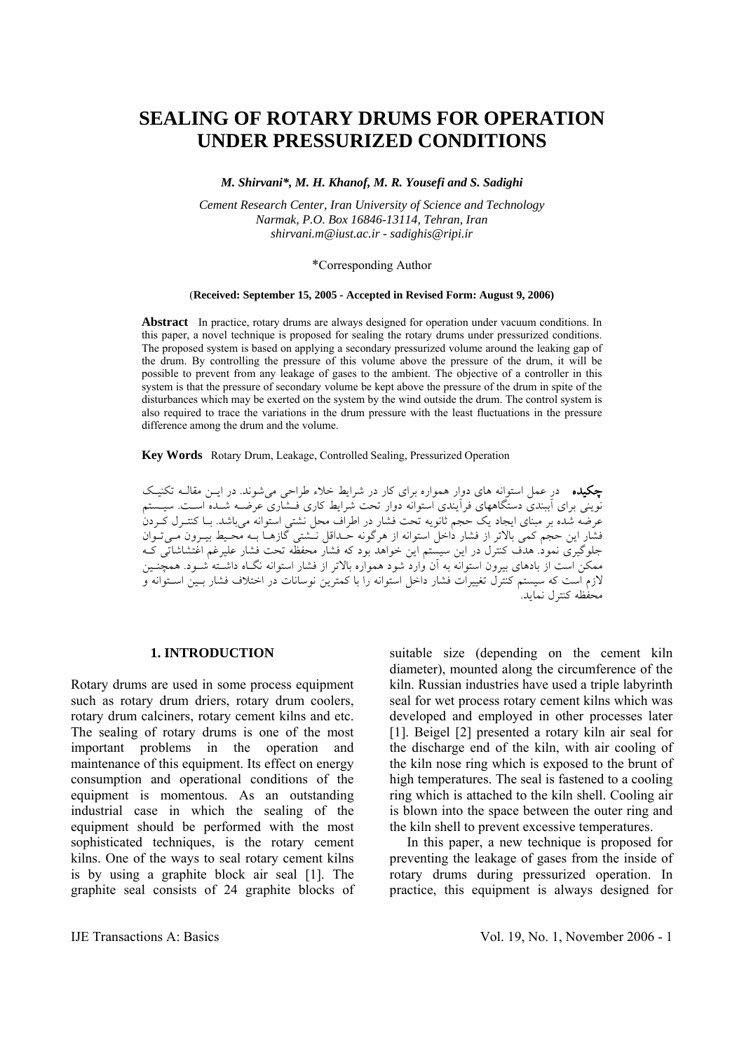# SEALING OF ROTARY DRUMS FOR OPERATION UNDER PRESSURIZED CONDITIONS

***M. Shirvani\*, M. H. Khanof, M. R. Yousefi and S. Sadighi***

*Cement Research Center, Iran University of Science and Technology*
*Narmak, P.O. Box 16846-13114, Tehran, Iran*
*shirvani.m@iust.ac.ir - sadighis@ripi.ir*

\*Corresponding Author

(**Received: September 15, 2005 - Accepted in Revised Form: August 9, 2006)**

**Abstract** In practice, rotary drums are always designed for operation under vacuum conditions. In this paper, a novel technique is proposed for sealing the rotary drums under pressurized conditions. The proposed system is based on applying a secondary pressurized volume around the leaking gap of the drum. By controlling the pressure of this volume above the pressure of the drum, it will be possible to prevent from any leakage of gases to the ambient. The objective of a controller in this system is that the pressure of secondary volume be kept above the pressure of the drum in spite of the disturbances which may be exerted on the system by the wind outside the drum. The control system is also required to trace the variations in the drum pressure with the least fluctuations in the pressure difference among the drum and the volume.

**Key Words** Rotary Drum, Leakage, Controlled Sealing, Pressurized Operation

**چکیده** در عمل استوانه های دوار همواره برای کار در شرایط خلاء طراحی می‌شوند. در این مقاله تکنیک نوینی برای آببندی دستگاههای فرآیندی استوانه دوار تحت شرایط کاری فشاری عرضه شده است. سیستم عرضه شده بر مبنای ایجاد یک حجم ثانویه تحت فشار در اطراف محل نشتی استوانه می‌باشد. با کنترل کردن فشار این حجم کمی بالاتر از فشار داخل استوانه از هرگونه حداقل نشتی گازها به محیط بیرون می‌توان جلوگیری نمود. هدف کنترل در این سیستم این خواهد بود که فشار محفظه تحت فشار علیرغم اغتشاشاتی که ممکن است از بادهای بیرون استوانه به آن وارد شود همواره بالاتر از فشار استوانه نگاه داشته شود. همچنین لازم است که سیستم کنترل تغییرات فشار داخل استوانه را با کمترین نوسانات در اختلاف فشار بین استوانه و محفظه کنترل نماید.

## 1. INTRODUCTION

Rotary drums are used in some process equipment such as rotary drum driers, rotary drum coolers, rotary drum calciners, rotary cement kilns and etc. The sealing of rotary drums is one of the most important problems in the operation and maintenance of this equipment. Its effect on energy consumption and operational conditions of the equipment is momentous. As an outstanding industrial case in which the sealing of the equipment should be performed with the most sophisticated techniques, is the rotary cement kilns. One of the ways to seal rotary cement kilns is by using a graphite block air seal [1]. The graphite seal consists of 24 graphite blocks of suitable size (depending on the cement kiln diameter), mounted along the circumference of the kiln. Russian industries have used a triple labyrinth seal for wet process rotary cement kilns which was developed and employed in other processes later [1]. Beigel [2] presented a rotary kiln air seal for the discharge end of the kiln, with air cooling of the kiln nose ring which is exposed to the brunt of high temperatures. The seal is fastened to a cooling ring which is attached to the kiln shell. Cooling air is blown into the space between the outer ring and the kiln shell to prevent excessive temperatures.

In this paper, a new technique is proposed for preventing the leakage of gases from the inside of rotary drums during pressurized operation. In practice, this equipment is always designed for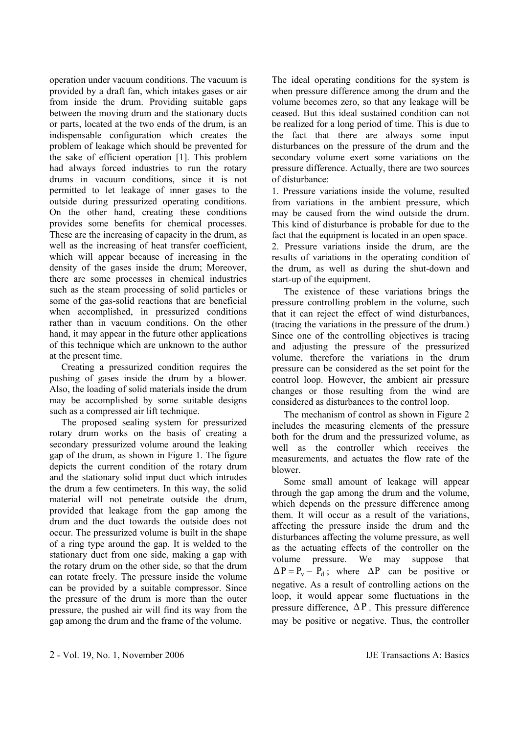operation under vacuum conditions. The vacuum is provided by a draft fan, which intakes gases or air from inside the drum. Providing suitable gaps between the moving drum and the stationary ducts or parts, located at the two ends of the drum, is an indispensable configuration which creates the problem of leakage which should be prevented for the sake of efficient operation [1]. This problem had always forced industries to run the rotary drums in vacuum conditions, since it is not permitted to let leakage of inner gases to the outside during pressurized operating conditions. On the other hand, creating these conditions provides some benefits for chemical processes. These are the increasing of capacity in the drum, as well as the increasing of heat transfer coefficient, which will appear because of increasing in the density of the gases inside the drum; Moreover, there are some processes in chemical industries such as the steam processing of solid particles or some of the gas-solid reactions that are beneficial when accomplished, in pressurized conditions rather than in vacuum conditions. On the other hand, it may appear in the future other applications of this technique which are unknown to the author at the present time.

Creating a pressurized condition requires the pushing of gases inside the drum by a blower. Also, the loading of solid materials inside the drum may be accomplished by some suitable designs such as a compressed air lift technique.

The proposed sealing system for pressurized rotary drum works on the basis of creating a secondary pressurized volume around the leaking gap of the drum, as shown in Figure 1. The figure depicts the current condition of the rotary drum and the stationary solid input duct which intrudes the drum a few centimeters. In this way, the solid material will not penetrate outside the drum, provided that leakage from the gap among the drum and the duct towards the outside does not occur. The pressurized volume is built in the shape of a ring type around the gap. It is welded to the stationary duct from one side, making a gap with the rotary drum on the other side, so that the drum can rotate freely. The pressure inside the volume can be provided by a suitable compressor. Since the pressure of the drum is more than the outer pressure, the pushed air will find its way from the gap among the drum and the frame of the volume.

The ideal operating conditions for the system is when pressure difference among the drum and the volume becomes zero, so that any leakage will be ceased. But this ideal sustained condition can not be realized for a long period of time. This is due to the fact that there are always some input disturbances on the pressure of the drum and the secondary volume exert some variations on the pressure difference. Actually, there are two sources of disturbance:

1. Pressure variations inside the volume, resulted from variations in the ambient pressure, which may be caused from the wind outside the drum. This kind of disturbance is probable for due to the fact that the equipment is located in an open space.
2. Pressure variations inside the drum, are the results of variations in the operating condition of the drum, as well as during the shut-down and start-up of the equipment.

The existence of these variations brings the pressure controlling problem in the volume, such that it can reject the effect of wind disturbances, (tracing the variations in the pressure of the drum.) Since one of the controlling objectives is tracing and adjusting the pressure of the pressurized volume, therefore the variations in the drum pressure can be considered as the set point for the control loop. However, the ambient air pressure changes or those resulting from the wind are considered as disturbances to the control loop.

The mechanism of control as shown in Figure 2 includes the measuring elements of the pressure both for the drum and the pressurized volume, as well as the controller which receives the measurements, and actuates the flow rate of the blower.

Some small amount of leakage will appear through the gap among the drum and the volume, which depends on the pressure difference among them. It will occur as a result of the variations, affecting the pressure inside the drum and the disturbances affecting the volume pressure, as well as the actuating effects of the controller on the volume pressure. We may suppose that $\Delta P = P_v - P_d$; where $\Delta P$ can be positive or negative. As a result of controlling actions on the loop, it would appear some fluctuations in the pressure difference, $\Delta P$. This pressure difference may be positive or negative. Thus, the controller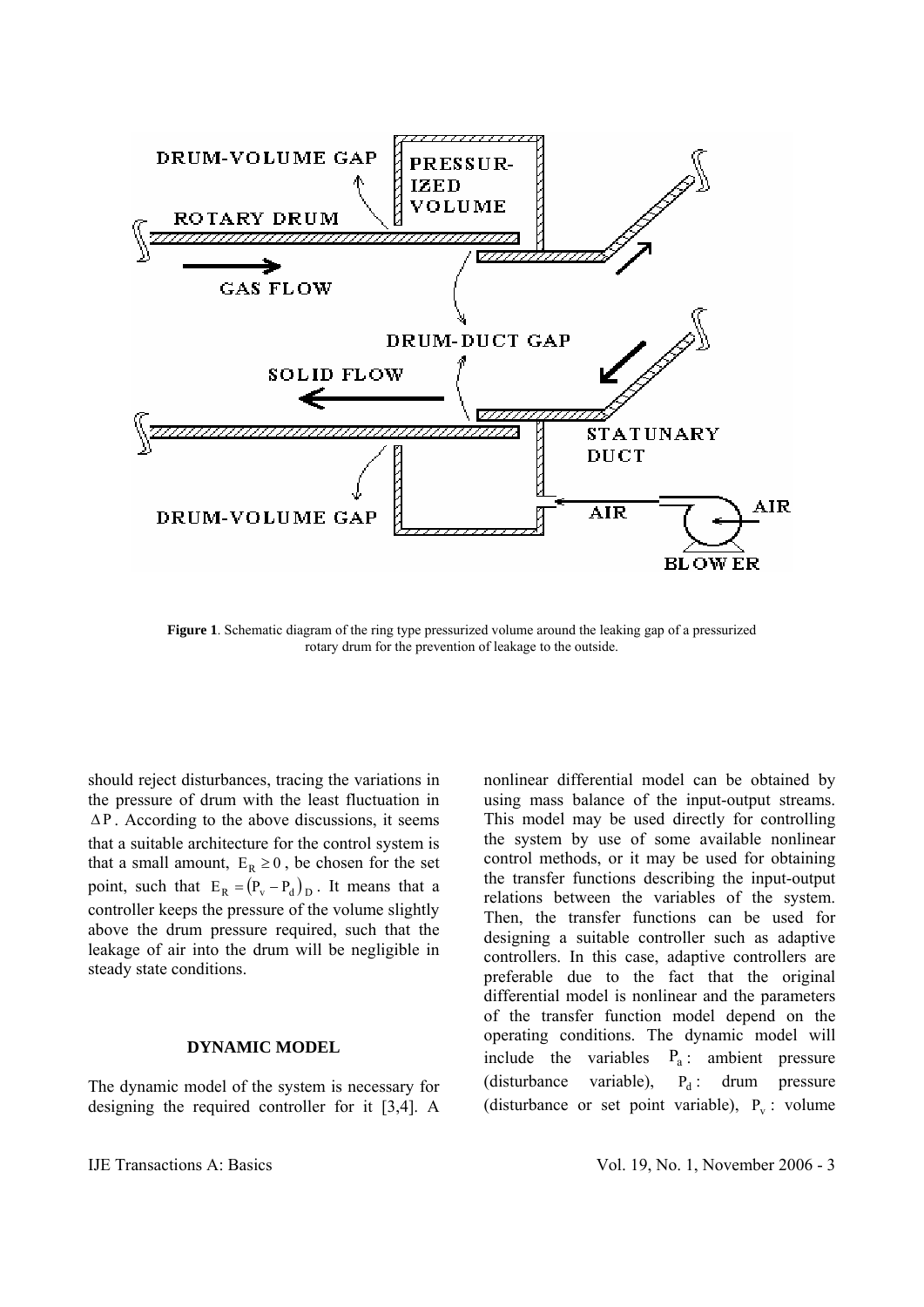**Figure 1**. Schematic diagram of the ring type pressurized volume around the leaking gap of a pressurized rotary drum for the prevention of leakage to the outside.

should reject disturbances, tracing the variations in the pressure of drum with the least fluctuation in $\Delta P$. According to the above discussions, it seems that a suitable architecture for the control system is that a small amount, $E_R \geq 0$, be chosen for the set point, such that $E_R = (P_v - P_d)_D$. It means that a controller keeps the pressure of the volume slightly above the drum pressure required, such that the leakage of air into the drum will be negligible in steady state conditions.

## DYNAMIC MODEL

The dynamic model of the system is necessary for designing the required controller for it [3,4]. A nonlinear differential model can be obtained by using mass balance of the input-output streams. This model may be used directly for controlling the system by use of some available nonlinear control methods, or it may be used for obtaining the transfer functions describing the input-output relations between the variables of the system. Then, the transfer functions can be used for designing a suitable controller such as adaptive controllers. In this case, adaptive controllers are preferable due to the fact that the original differential model is nonlinear and the parameters of the transfer function model depend on the operating conditions. The dynamic model will include the variables $P_a$: ambient pressure (disturbance variable), $P_d$: drum pressure (disturbance or set point variable), $P_v$: volume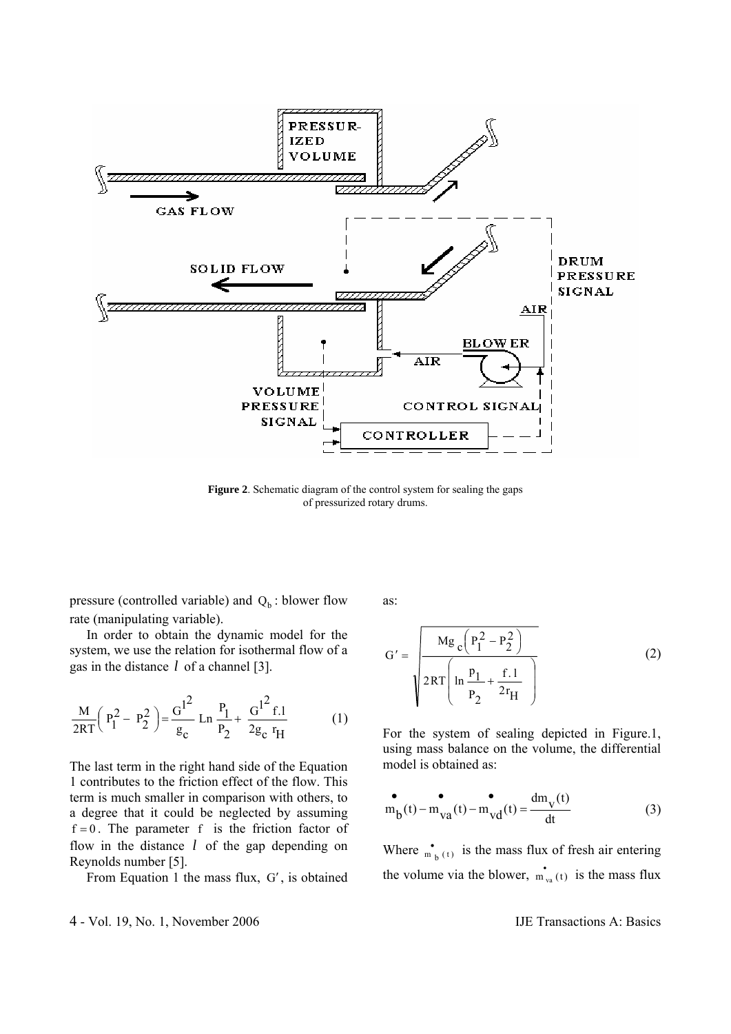**Figure 2**. Schematic diagram of the control system for sealing the gaps of pressurized rotary drums.

pressure (controlled variable) and $Q_b$ : blower flow rate (manipulating variable).

In order to obtain the dynamic model for the system, we use the relation for isothermal flow of a gas in the distance $l$ of a channel [3].

$$\frac{M}{2RT}\left( P_1^2 - P_2^2 \right) = \frac{G'^2}{g_c} \text{Ln} \frac{P_1}{P_2} + \frac{G'^2 f.l}{2g_c r_H} \tag{1}$$

The last term in the right hand side of the Equation 1 contributes to the friction effect of the flow. This term is much smaller in comparison with others, to a degree that it could be neglected by assuming $f = 0$. The parameter $f$ is the friction factor of flow in the distance $l$ of the gap depending on Reynolds number [5].

From Equation 1 the mass flux, $G'$, is obtained as:

$$G' = \sqrt{\frac{Mg_c\left( P_1^2 - P_2^2 \right)}{2RT\left( \ln \frac{P_1}{P_2} + \frac{f.l}{2r_H} \right)}} \tag{2}$$

For the system of sealing depicted in Figure.1, using mass balance on the volume, the differential model is obtained as:

$$\dot{m}_b(t) - \dot{m}_{va}(t) - \dot{m}_{vd}(t) = \frac{dm_v(t)}{dt} \tag{3}$$

Where $\dot{m}_b(t)$ is the mass flux of fresh air entering the volume via the blower, $\dot{m}_{va}(t)$ is the mass flux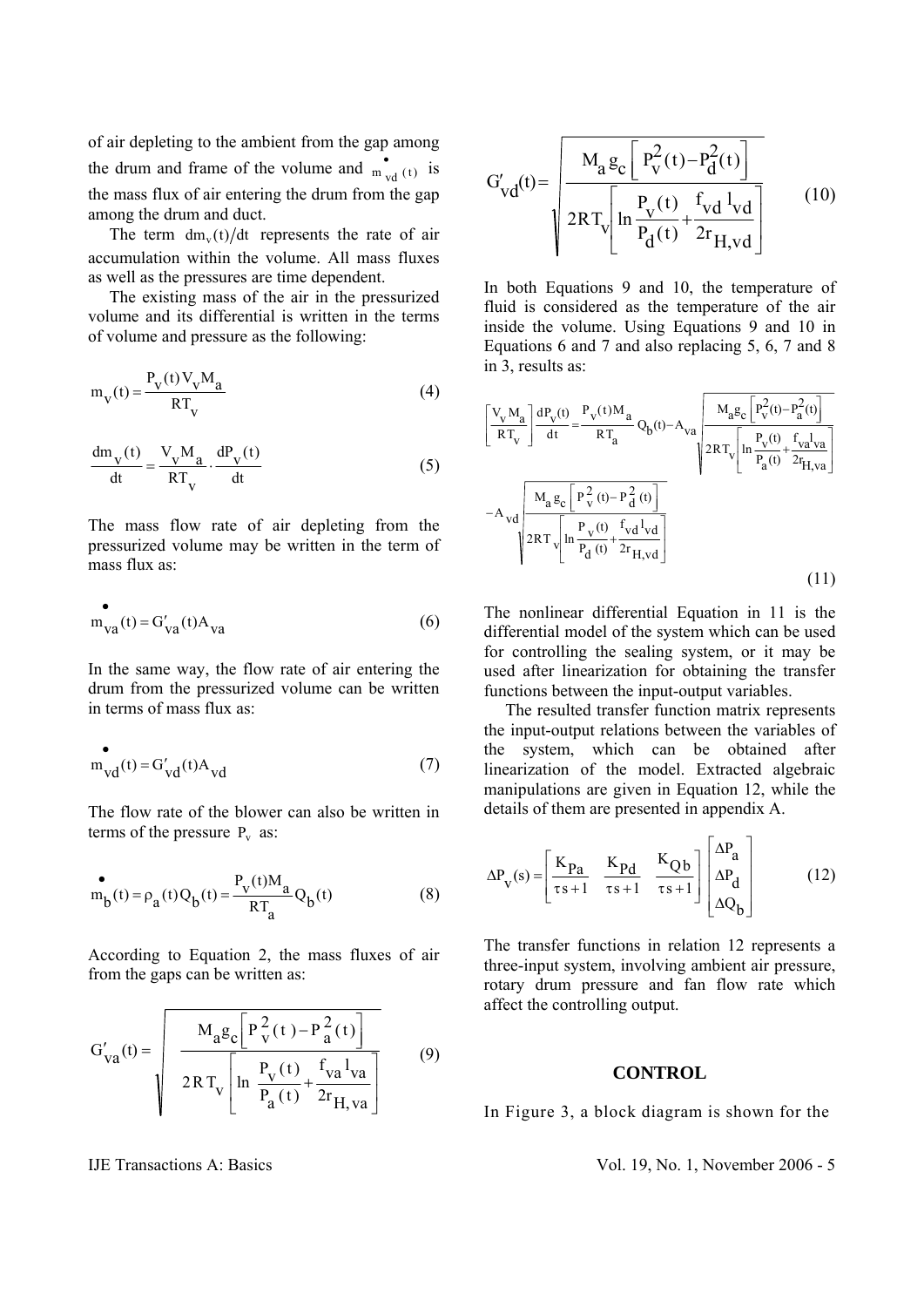of air depleting to the ambient from the gap among the drum and frame of the volume and $\dot{m}_{vd}(t)$ is the mass flux of air entering the drum from the gap among the drum and duct.

The term $dm_v(t)/dt$ represents the rate of air accumulation within the volume. All mass fluxes as well as the pressures are time dependent.

The existing mass of the air in the pressurized volume and its differential is written in the terms of volume and pressure as the following:

$$m_v(t) = \frac{P_v(t) V_v M_a}{R T_v} \tag{4}$$

$$\frac{dm_v(t)}{dt} = \frac{V_v M_a}{R T_v} \cdot \frac{dP_v(t)}{dt} \tag{5}$$

The mass flow rate of air depleting from the pressurized volume may be written in the term of mass flux as:

$$\dot{m}_{va}(t) = G'_{va}(t) A_{va} \tag{6}$$

In the same way, the flow rate of air entering the drum from the pressurized volume can be written in terms of mass flux as:

$$\dot{m}_{vd}(t) = G'_{vd}(t) A_{vd} \tag{7}$$

The flow rate of the blower can also be written in terms of the pressure $P_v$ as:

$$\dot{m}_b(t) = \rho_a(t) Q_b(t) = \frac{P_v(t) M_a}{R T_a} Q_b(t) \tag{8}$$

According to Equation 2, the mass fluxes of air from the gaps can be written as:

$$G'_{va}(t) = \sqrt{\frac{M_a g_c \left[ P_v^2(t) - P_a^2(t) \right]}{2 R T_v \left[ \ln \frac{P_v(t)}{P_a(t)} + \frac{f_{va} l_{va}}{2 r_{H,va}} \right]}} \tag{9}$$

$$G'_{vd}(t) = \sqrt{\frac{M_a g_c \left[ P_v^2(t) - P_d^2(t) \right]}{2 R T_v \left[ \ln \frac{P_v(t)}{P_d(t)} + \frac{f_{vd} l_{vd}}{2 r_{H,vd}} \right]}} \tag{10}$$

In both Equations 9 and 10, the temperature of fluid is considered as the temperature of the air inside the volume. Using Equations 9 and 10 in Equations 6 and 7 and also replacing 5, 6, 7 and 8 in 3, results as:

$$\left[ \frac{V_v M_a}{R T_v} \right] \frac{dP_v(t)}{dt} = \frac{P_v(t) M_a}{R T_a} Q_b(t) - A_{va} \sqrt{\frac{M_a g_c \left[ P_v^2(t) - P_a^2(t) \right]}{2 R T_v \left[ \ln \frac{P_v(t)}{P_a(t)} + \frac{f_{va} l_{va}}{2 r_{H,va}} \right]}} - A_{vd} \sqrt{\frac{M_a g_c \left[ P_v^2(t) - P_d^2(t) \right]}{2 R T_v \left[ \ln \frac{P_v(t)}{P_d(t)} + \frac{f_{vd} l_{vd}}{2 r_{H,vd}} \right]}} \tag{11}$$

The nonlinear differential Equation in 11 is the differential model of the system which can be used for controlling the sealing system, or it may be used after linearization for obtaining the transfer functions between the input-output variables.

The resulted transfer function matrix represents the input-output relations between the variables of the system, which can be obtained after linearization of the model. Extracted algebraic manipulations are given in Equation 12, while the details of them are presented in appendix A.

$$\Delta P_v(s) = \begin{bmatrix} \frac{K_{Pa}}{\tau s + 1} & \frac{K_{Pd}}{\tau s + 1} & \frac{K_{Qb}}{\tau s + 1} \end{bmatrix} \begin{bmatrix} \Delta P_a \\ \Delta P_d \\ \Delta Q_b \end{bmatrix} \tag{12}$$

The transfer functions in relation 12 represents a three-input system, involving ambient air pressure, rotary drum pressure and fan flow rate which affect the controlling output.

## CONTROL

In Figure 3, a block diagram is shown for the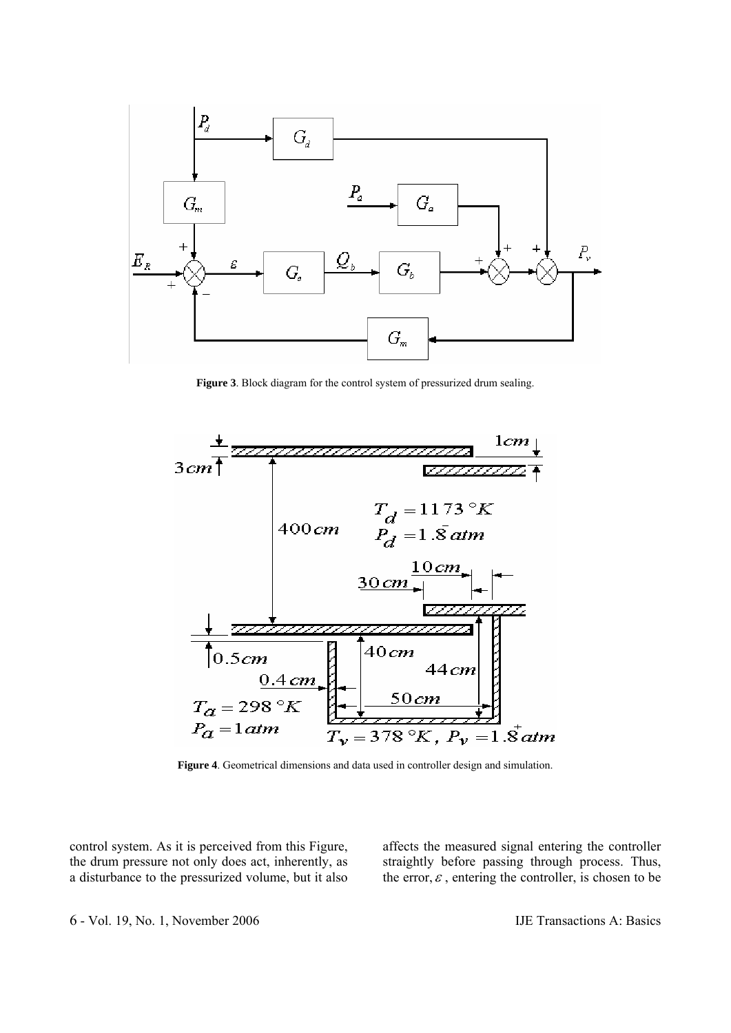**Figure 3**. Block diagram for the control system of pressurized drum sealing.

**Figure 4**. Geometrical dimensions and data used in controller design and simulation.

control system. As it is perceived from this Figure, the drum pressure not only does act, inherently, as a disturbance to the pressurized volume, but it also affects the measured signal entering the controller straightly before passing through process. Thus, the error, $\varepsilon$ , entering the controller, is chosen to be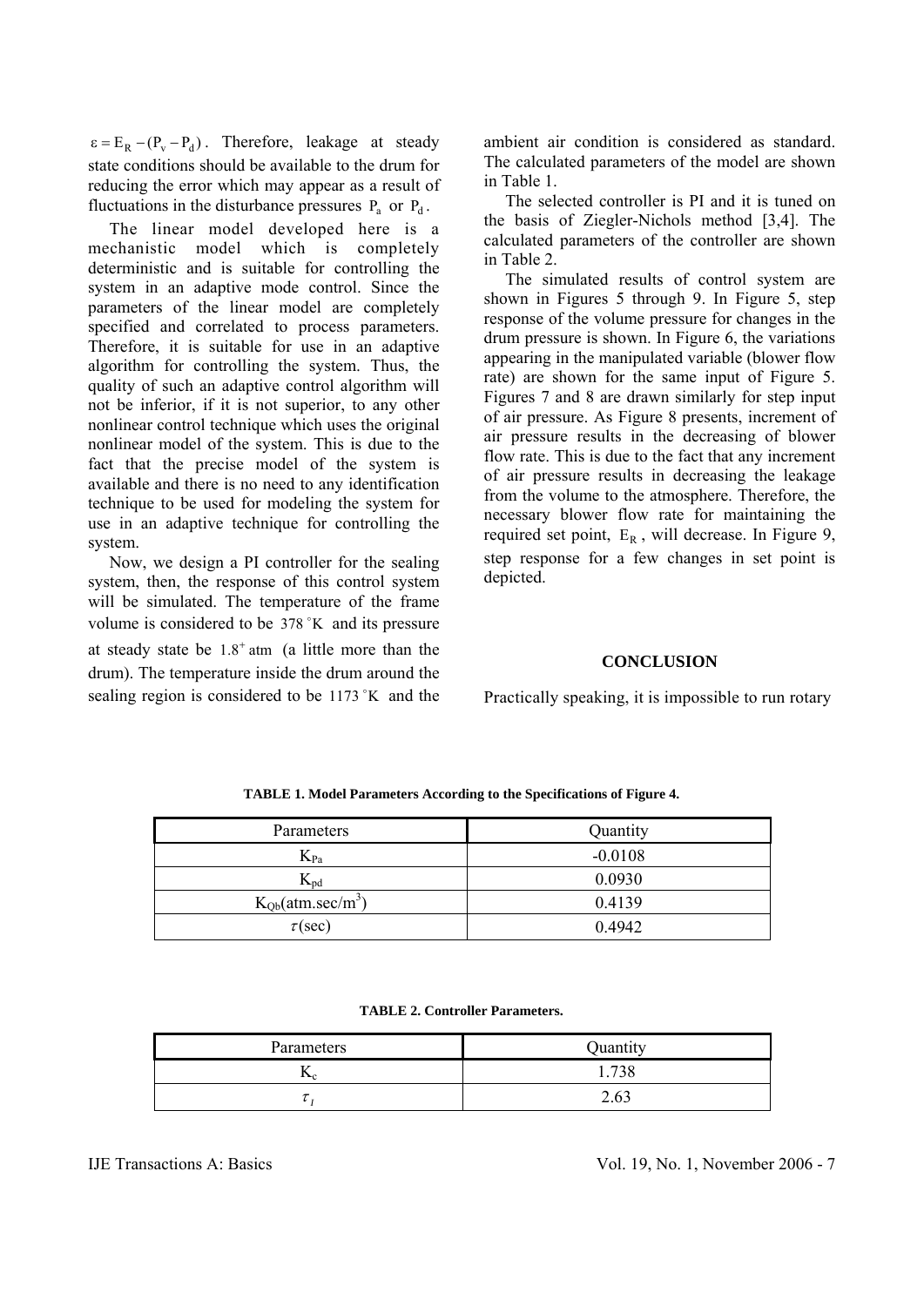$\varepsilon = E_R - (P_v - P_d)$. Therefore, leakage at steady state conditions should be available to the drum for reducing the error which may appear as a result of fluctuations in the disturbance pressures $P_a$ or $P_d$.

The linear model developed here is a mechanistic model which is completely deterministic and is suitable for controlling the system in an adaptive mode control. Since the parameters of the linear model are completely specified and correlated to process parameters. Therefore, it is suitable for use in an adaptive algorithm for controlling the system. Thus, the quality of such an adaptive control algorithm will not be inferior, if it is not superior, to any other nonlinear control technique which uses the original nonlinear model of the system. This is due to the fact that the precise model of the system is available and there is no need to any identification technique to be used for modeling the system for use in an adaptive technique for controlling the system.

Now, we design a PI controller for the sealing system, then, the response of this control system will be simulated. The temperature of the frame volume is considered to be $378\,^{\circ}\mathrm{K}$ and its pressure at steady state be $1.8^{+}\,\mathrm{atm}$ (a little more than the drum). The temperature inside the drum around the sealing region is considered to be $1173\,^{\circ}\mathrm{K}$ and the ambient air condition is considered as standard. The calculated parameters of the model are shown in Table 1.

The selected controller is PI and it is tuned on the basis of Ziegler-Nichols method [3,4]. The calculated parameters of the controller are shown in Table 2.

The simulated results of control system are shown in Figures 5 through 9. In Figure 5, step response of the volume pressure for changes in the drum pressure is shown. In Figure 6, the variations appearing in the manipulated variable (blower flow rate) are shown for the same input of Figure 5. Figures 7 and 8 are drawn similarly for step input of air pressure. As Figure 8 presents, increment of air pressure results in the decreasing of blower flow rate. This is due to the fact that any increment of air pressure results in decreasing the leakage from the volume to the atmosphere. Therefore, the necessary blower flow rate for maintaining the required set point, $E_R$, will decrease. In Figure 9, step response for a few changes in set point is depicted.

## CONCLUSION

Practically speaking, it is impossible to run rotary

**TABLE 1. Model Parameters According to the Specifications of Figure 4.**

| Parameters | Quantity |
|---|---|
| $K_{Pa}$ | -0.0108 |
| $K_{pd}$ | 0.0930 |
| $K_{Qb}$(atm.sec/m$^3$) | 0.4139 |
| $\tau$(sec) | 0.4942 |

**TABLE 2. Controller Parameters.**

| Parameters | Quantity |
|---|---|
| $K_c$ | 1.738 |
| $\tau_I$ | 2.63 |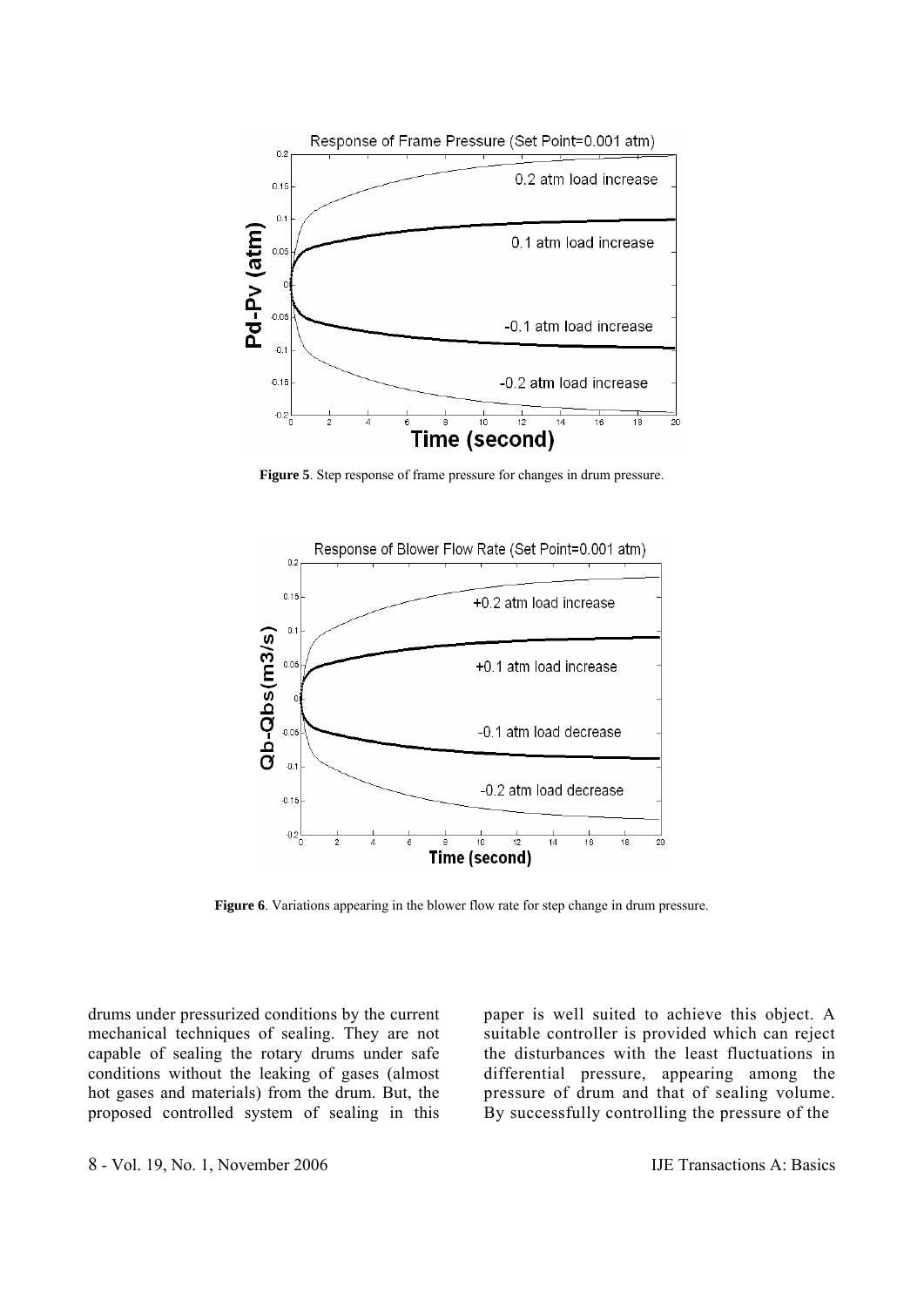**Figure 5**. Step response of frame pressure for changes in drum pressure.

**Figure 6**. Variations appearing in the blower flow rate for step change in drum pressure.

drums under pressurized conditions by the current mechanical techniques of sealing. They are not capable of sealing the rotary drums under safe conditions without the leaking of gases (almost hot gases and materials) from the drum. But, the proposed controlled system of sealing in this paper is well suited to achieve this object. A suitable controller is provided which can reject the disturbances with the least fluctuations in differential pressure, appearing among the pressure of drum and that of sealing volume. By successfully controlling the pressure of the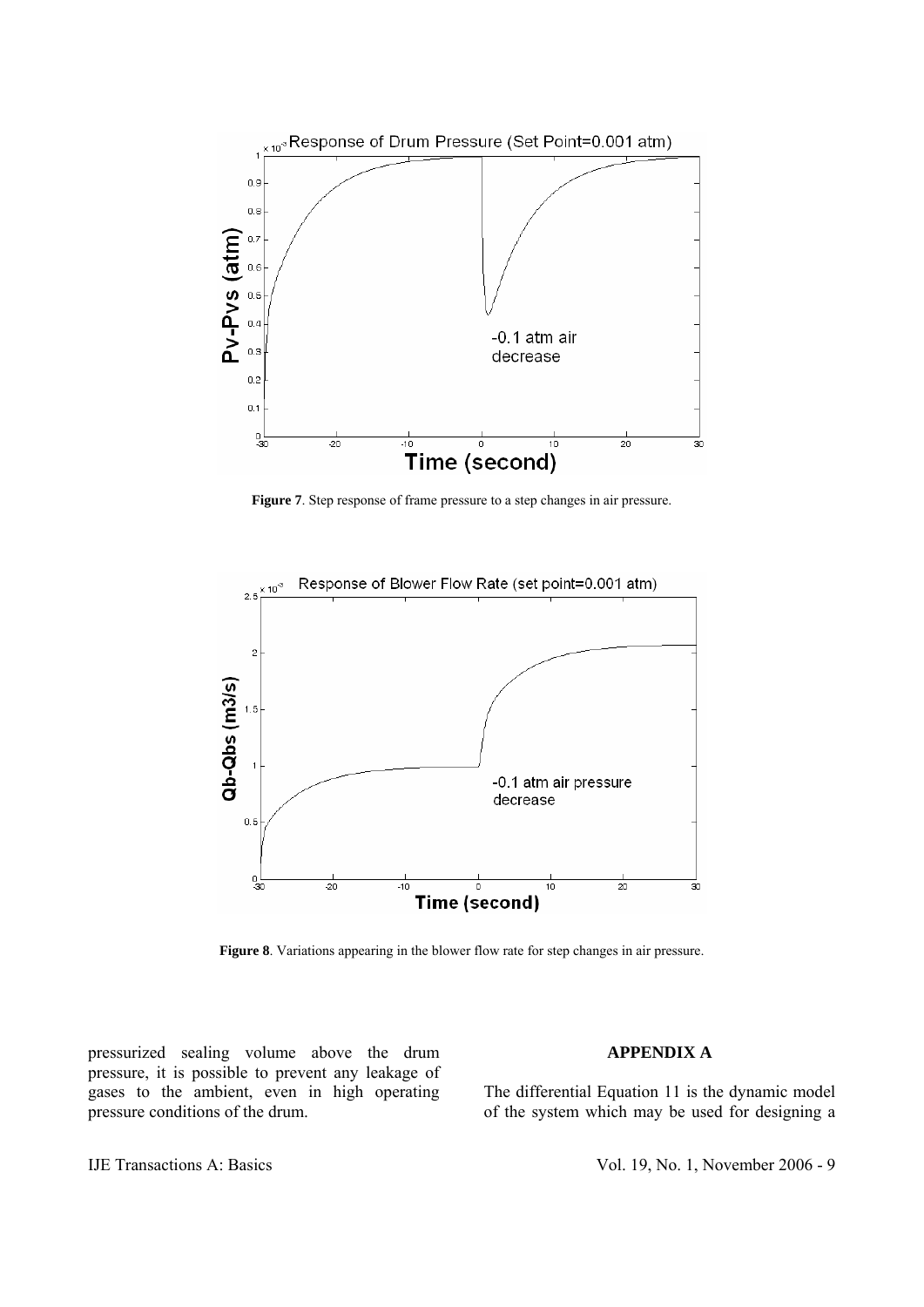**Figure 7**. Step response of frame pressure to a step changes in air pressure.

**Figure 8**. Variations appearing in the blower flow rate for step changes in air pressure.

pressurized sealing volume above the drum pressure, it is possible to prevent any leakage of gases to the ambient, even in high operating pressure conditions of the drum.

## APPENDIX A

The differential Equation 11 is the dynamic model of the system which may be used for designing a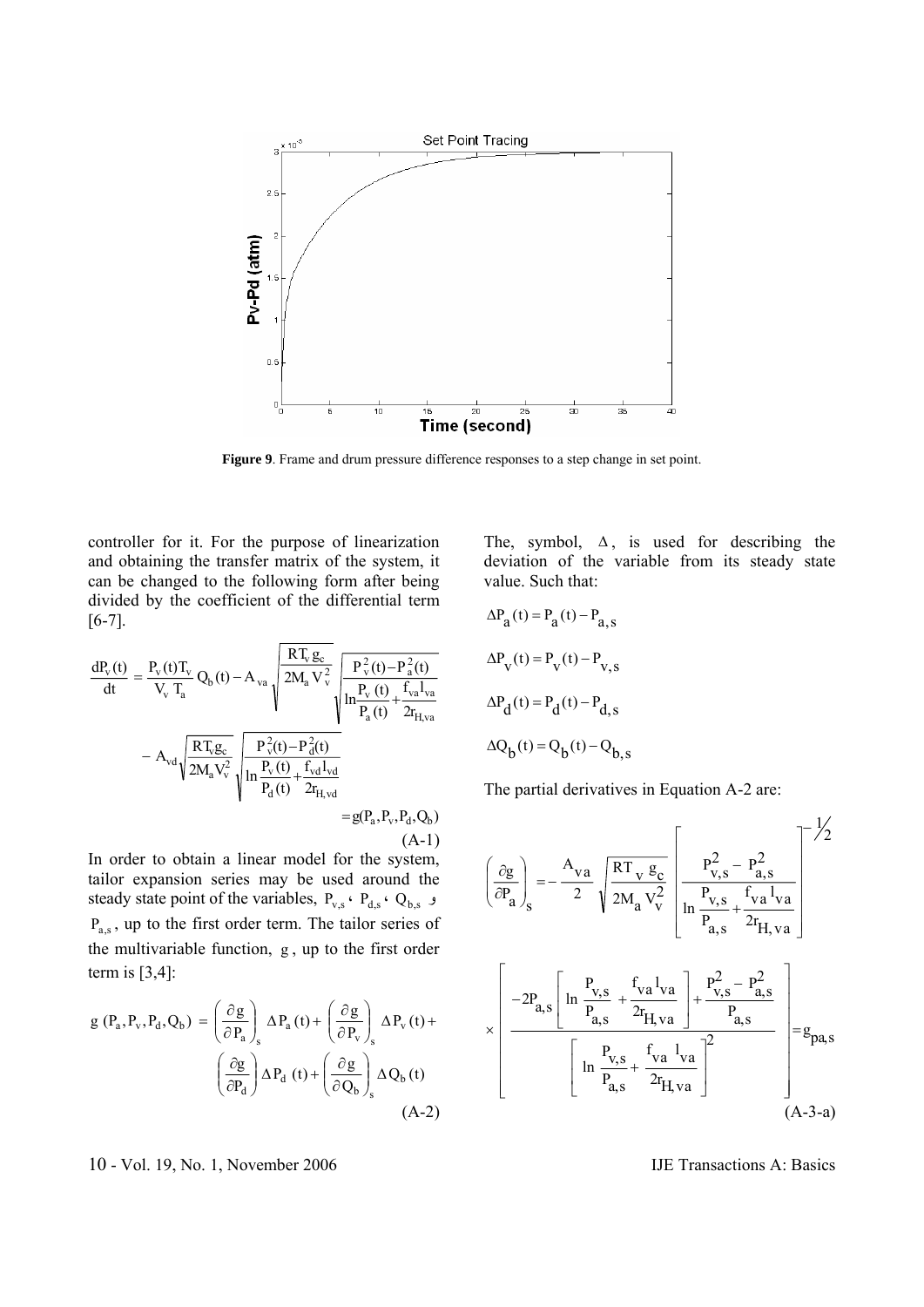**Figure 9**. Frame and drum pressure difference responses to a step change in set point.

controller for it. For the purpose of linearization and obtaining the transfer matrix of the system, it can be changed to the following form after being divided by the coefficient of the differential term [6-7].

$$\frac{dP_v(t)}{dt} = \frac{P_v(t)T_v}{V_v\,T_a} Q_b(t) - A_{va}\sqrt{\frac{RT_v\,g_c}{2M_a\,V_v^2}}\sqrt{\frac{P_v^2(t)-P_a^2(t)}{\ln\frac{P_v(t)}{P_a(t)}+\frac{f_{va}l_{va}}{2r_{H,va}}}}$$

$$- A_{vd}\sqrt{\frac{RT_v g_c}{2M_a V_v^2}}\sqrt{\frac{P_v^2(t)-P_d^2(t)}{\ln\frac{P_v(t)}{P_d(t)}+\frac{f_{vd}l_{vd}}{2r_{H,vd}}}}$$

$$= g(P_a, P_v, P_d, Q_b) \tag{A-1}$$

In order to obtain a linear model for the system, tailor expansion series may be used around the steady state point of the variables, $P_{v,s}$ ، $P_{d,s}$ ، $Q_{b,s}$ و $P_{a,s}$, up to the first order term. The tailor series of the multivariable function, $g$, up to the first order term is [3,4]:

$$g\,(P_a, P_v, P_d, Q_b) = \left(\frac{\partial g}{\partial P_a}\right)_s \Delta P_a(t) + \left(\frac{\partial g}{\partial P_v}\right)_s \Delta P_v(t) + \left(\frac{\partial g}{\partial P_d}\right) \Delta P_d\,(t) + \left(\frac{\partial g}{\partial Q_b}\right)_s \Delta Q_b\,(t) \tag{A-2}$$

The, symbol, $\Delta$, is used for describing the deviation of the variable from its steady state value. Such that:

$$\Delta P_a(t) = P_a(t) - P_{a,s}$$

$$\Delta P_v(t) = P_v(t) - P_{v,s}$$

$$\Delta P_d(t) = P_d(t) - P_{d,s}$$

$$\Delta Q_b(t) = Q_b(t) - Q_{b,s}$$

The partial derivatives in Equation A-2 are:

$$\left(\frac{\partial g}{\partial P_a}\right)_s = -\frac{A_{va}}{2}\sqrt{\frac{RT_v\,g_c}{2M_a\,V_v^2}}\left[\frac{P_{v,s}^2 - P_{a,s}^2}{\ln\frac{P_{v,s}}{P_{a,s}} + \frac{f_{va}\,l_{va}}{2r_{H,va}}}\right]^{-1/2}$$

$$\times\left[\frac{-2P_{a,s}\left[\ln\frac{P_{v,s}}{P_{a,s}} + \frac{f_{va}\,l_{va}}{2r_{H,va}}\right] + \frac{P_{v,s}^2 - P_{a,s}^2}{P_{a,s}}}{\left[\ln\frac{P_{v,s}}{P_{a,s}} + \frac{f_{va}\,l_{va}}{2r_{H,va}}\right]^2}\right] = g_{pa,s} \tag{A-3-a}$$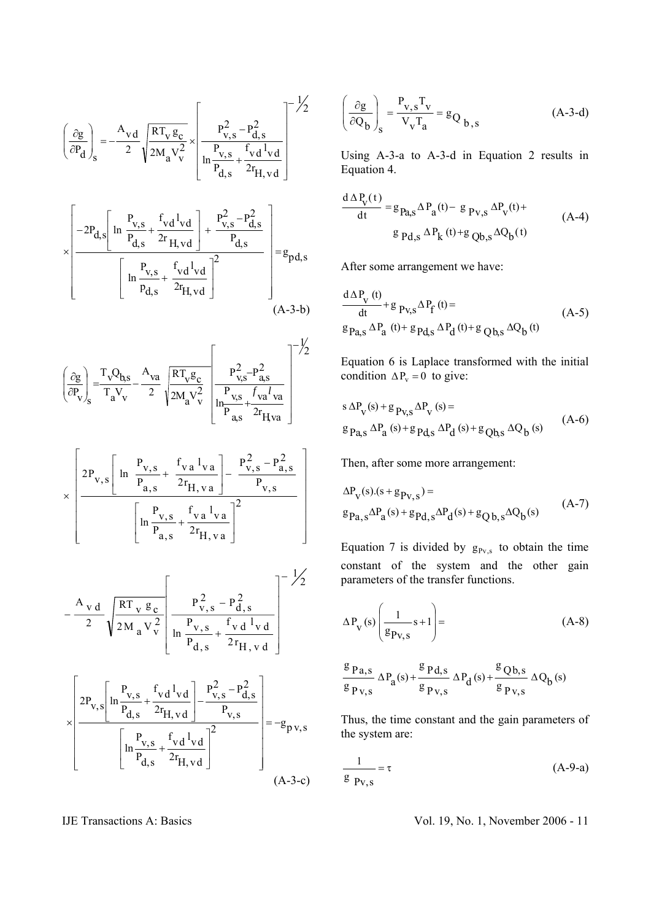$$\left(\frac{\partial g}{\partial P_d}\right)_s = -\frac{A_{vd}}{2}\sqrt{\frac{RT_v g_c}{2M_a V_v^2}} \times \left[\frac{P_{v,s}^2 - P_{d,s}^2}{\ln\frac{P_{v,s}}{P_{d,s}} + \frac{f_{vd} l_{vd}}{2r_{H,vd}}}\right]^{-1/2}$$

$$\times \left[\frac{-2P_{d,s}\left[\ln\frac{P_{v,s}}{P_{d,s}} + \frac{f_{vd} l_{vd}}{2r_{H,vd}}\right] + \frac{P_{v,s}^2 - P_{d,s}^2}{P_{d,s}}}{\left[\ln\frac{P_{v,s}}{p_{d,s}} + \frac{f_{vd} l_{vd}}{2r_{H,vd}}\right]^2}\right] = g_{pd,s} \tag{A-3-b}$$

$$\left(\frac{\partial g}{\partial P_v}\right)_s = \frac{T_v Q_{b,s}}{T_a V_v} - \frac{A_{va}}{2}\sqrt{\frac{RT_v g_c}{2M_a V_v^2}}\left[\frac{P_{v,s}^2 - P_{a,s}^2}{\ln\frac{P_{v,s}}{P_{a,s}} + \frac{f_{va} l_{va}}{2r_{H,va}}}\right]^{-1/2}$$

$$\times \left[\frac{2P_{v,s}\left[\ln\frac{P_{v,s}}{P_{a,s}} + \frac{f_{va} l_{va}}{2r_{H,va}}\right] - \frac{P_{v,s}^2 - P_{a,s}^2}{P_{v,s}}}{\left[\ln\frac{P_{v,s}}{P_{a,s}} + \frac{f_{va} l_{va}}{2r_{H,va}}\right]^2}\right]$$

$$-\frac{A_{vd}}{2}\sqrt{\frac{RT_v g_c}{2M_a V_v^2}}\left[\frac{P_{v,s}^2 - P_{d,s}^2}{\ln\frac{P_{v,s}}{P_{d,s}} + \frac{f_{vd} l_{vd}}{2r_{H,vd}}}\right]^{-1/2}$$

$$\times \left[\frac{2P_{v,s}\left[\ln\frac{P_{v,s}}{P_{d,s}} + \frac{f_{vd} l_{vd}}{2r_{H,vd}}\right] - \frac{P_{v,s}^2 - P_{d,s}^2}{P_{v,s}}}{\left[\ln\frac{P_{v,s}}{P_{d,s}} + \frac{f_{vd} l_{vd}}{2r_{H,vd}}\right]^2}\right] = -g_{pv,s} \tag{A-3-c}$$

$$\left(\frac{\partial g}{\partial Q_b}\right)_s = \frac{P_{v,s} T_v}{V_v T_a} = g_{Q\,b,s} \tag{A-3-d}$$

Using A-3-a to A-3-d in Equation 2 results in Equation 4.

$$\frac{d\Delta P_v(t)}{dt} = g_{Pa,s}\Delta P_a(t) - g_{Pv,s}\Delta P_v(t) + g_{Pd,s}\Delta P_k(t) + g_{Qb,s}\Delta Q_b(t) \tag{A-4}$$

After some arrangement we have:

$$\frac{d\Delta P_v(t)}{dt} + g_{Pv,s}\Delta P_f(t) = g_{Pa,s}\Delta P_a(t) + g_{Pd,s}\Delta P_d(t) + g_{Qb,s}\Delta Q_b(t) \tag{A-5}$$

Equation 6 is Laplace transformed with the initial condition $\Delta P_v = 0$ to give:

$$s\,\Delta P_v(s) + g_{Pv,s}\Delta P_v(s) = g_{Pa,s}\Delta P_a(s) + g_{Pd,s}\Delta P_d(s) + g_{Qb,s}\Delta Q_b(s) \tag{A-6}$$

Then, after some more arrangement:

$$\Delta P_v(s).(s + g_{Pv,s}) = g_{Pa,s}\Delta P_a(s) + g_{Pd,s}\Delta P_d(s) + g_{Q\,b,s}\Delta Q_b(s) \tag{A-7}$$

Equation 7 is divided by $g_{Pv,s}$ to obtain the time constant of the system and the other gain parameters of the transfer functions.

$$\Delta P_v(s)\left(\frac{1}{g_{Pv,s}}s + 1\right) = \tag{A-8}$$

$$\frac{g_{Pa,s}}{g_{Pv,s}}\Delta P_a(s) + \frac{g_{Pd,s}}{g_{Pv,s}}\Delta P_d(s) + \frac{g_{Qb,s}}{g_{Pv,s}}\Delta Q_b(s)$$

Thus, the time constant and the gain parameters of the system are:

$$\frac{1}{g_{Pv,s}} = \tau \tag{A-9-a}$$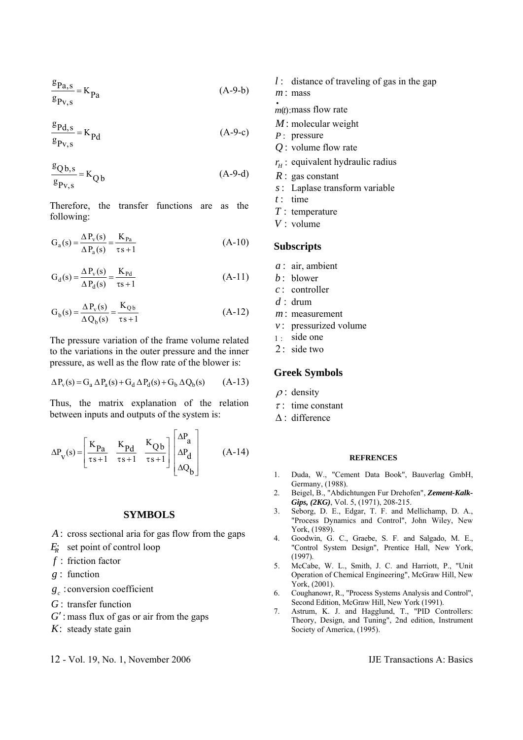$$\frac{g_{Pa,s}}{g_{Pv,s}} = K_{Pa} \tag{A-9-b}$$

$$\frac{g_{Pd,s}}{g_{Pv,s}} = K_{Pd} \tag{A-9-c}$$

$$\frac{g_{Qb,s}}{g_{Pv,s}} = K_{Qb} \tag{A-9-d}$$

Therefore, the transfer functions are as the following:

$$G_a(s) = \frac{\Delta P_v(s)}{\Delta P_a(s)} = \frac{K_{Pa}}{\tau s + 1} \tag{A-10}$$

$$G_d(s) = \frac{\Delta P_v(s)}{\Delta P_d(s)} = \frac{K_{Pd}}{\tau s + 1} \tag{A-11}$$

$$G_b(s) = \frac{\Delta P_v(s)}{\Delta Q_b(s)} = \frac{K_{Qb}}{\tau s + 1} \tag{A-12}$$

The pressure variation of the frame volume related to the variations in the outer pressure and the inner pressure, as well as the flow rate of the blower is:

$$\Delta P_v(s) = G_a \, \Delta P_a(s) + G_d \, \Delta P_d(s) + G_b \, \Delta Q_b(s) \tag{A-13}$$

Thus, the matrix explanation of the relation between inputs and outputs of the system is:

$$\Delta P_v(s) = \begin{bmatrix} \frac{K_{Pa}}{\tau s+1} & \frac{K_{Pd}}{\tau s+1} & \frac{K_{Qb}}{\tau s+1} \end{bmatrix} \begin{bmatrix} \Delta P_a \\ \Delta P_d \\ \Delta Q_b \end{bmatrix} \tag{A-14}$$

## SYMBOLS

- $A$: cross sectional aria for gas flow from the gaps
- $E_R$: set point of control loop
- $f$ : friction factor
- $g$ : function
- $g_c$ : conversion coefficient
- $G$ : transfer function
- $G'$ : mass flux of gas or air from the gaps
- $K$: steady state gain
- $l$ : distance of traveling of gas in the gap
- $m$ : mass
- $\dot{m}(t)$: mass flow rate
- $M$ : molecular weight
- $P$ : pressure
- $Q$ : volume flow rate
- $r_H$ : equivalent hydraulic radius
- $R$ : gas constant
- $s$ : Laplace transform variable
- $t$ : time
- $T$ : temperature
- $V$ : volume

## Subscripts

- $a$ : air, ambient
- $b$ : blower
- $c$ : controller
- $d$ : drum
- $m$ : measurement
- $v$ : pressurized volume
- $1$ : side one
- $2$ : side two

## Greek Symbols

- $\rho$ : density
- $\tau$ : time constant
- $\Delta$ : difference

## REFRENCES

1. Duda, W., "Cement Data Book", Bauverlag GmbH, Germany, (1988).
2. Beigel, B., "Abdichtungen Fur Drehofen", ***Zement-Kalk-Gips, (2KG)***, Vol. 5, (1971), 208-215.
3. Seborg, D. E., Edgar, T. F. and Mellichamp, D. A., "Process Dynamics and Control", John Wiley, New York, (1989).
4. Goodwin, G. C., Graebe, S. F. and Salgado, M. E., "Control System Design", Prentice Hall, New York, (1997).
5. McCabe, W. L., Smith, J. C. and Harriott, P., "Unit Operation of Chemical Engineering", McGraw Hill, New York, (2001).
6. Coughanowr, R., "Process Systems Analysis and Control", Second Edition, McGraw Hill, New York (1991).
7. Astrum, K. J. and Hagglund, T., "PID Controllers: Theory, Design, and Tuning", 2nd edition, Instrument Society of America, (1995).